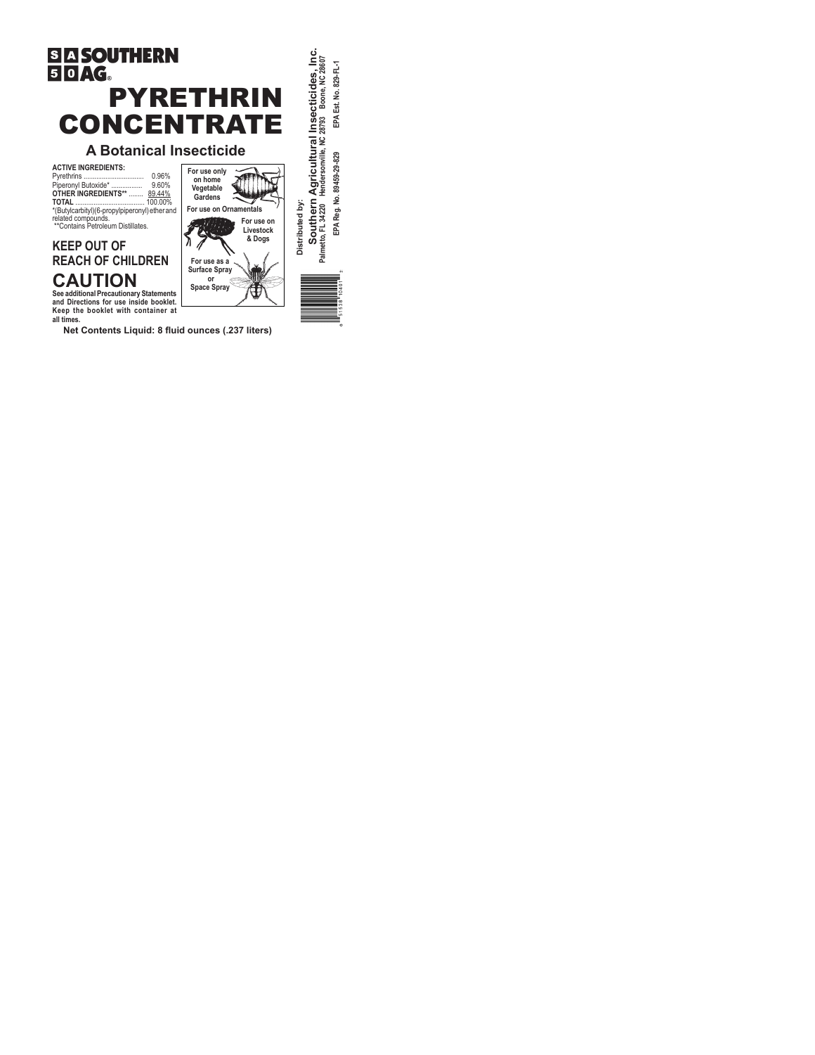# SOUTHERN AG®

# PYRETHRIN CONCENTRATE

## A Botanical Insecticide

**ACTIVE INGREDIENTS:**

| | |
|---|---|
| Pyrethrins | 0.96% |
| Piperonyl Butoxide* | 9.60% |
| **OTHER INGREDIENTS**** | 89.44% |
| **TOTAL** | 100.00% |

*(Butylcarbityl)(6-propylpiperonyl) ether and related compounds.
**Contains Petroleum Distillates.

**For use only on home Vegetable Gardens**

**For use on Ornamentals**

**For use on Livestock & Dogs**

**For use as a Surface Spray or Space Spray**

## KEEP OUT OF REACH OF CHILDREN

# CAUTION

**See additional Precautionary Statements and Directions for use inside booklet. Keep the booklet with container at all times.**

**Net Contents Liquid: 8 fluid ounces (.237 liters)**

**Distributed by:**
**Southern Agricultural Insecticides, Inc.**
Palmetto, FL 34220 Hendersonville, NC 28793 Boone, NC 28607

EPA Reg. No. 89459-29-829 EPA Est. No. 829-FL-1

0 51538 10401 2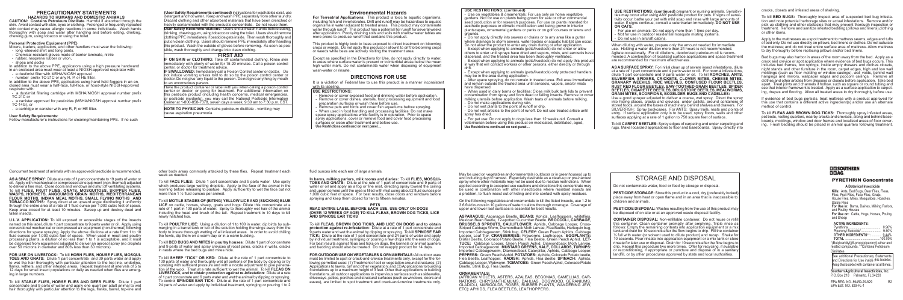## PRECAUTIONARY STATEMENTS

### HAZARDS TO HUMANS AND DOMESTIC ANIMALS

**CAUTION: Contains Petroleum Distillate.** Harmful if absorbed through the skin. Avoid contact with skin, eyes or clothing. Prolonged or frequently repeated skin contact may cause allergic reactions in some individuals. Wash hands thoroughly with soap and water after handling and before eating, drinking, chewing gum, using tobacco or using the toilet.

**Personal Protective Equipment (PPE)**

Mixers, loaders, applicators, and other handlers must wear the following:

- long-sleeved shirt and long pants,
- Chemical-resistant gloves made of barrier laminate, nitrile
- rubber, neoprene rubber or viton,
- shoes and socks

In addition to the above PPE, applicators using a high pressure handwand in an enclosed area must wear at least a NIOSH-approved respirator with:

- a dust/mist filter with MSHA/NIOSH approval
- number prefix TC-21C or any R, P, or HE filter.

In addition to the above PPE, applicators using hand held foggers in an enclosed area must wear a half-face, full-face, or hood-style NIOSH-approved respirator with:

- a dust/mist filtering cartridge with MSHA/NIOSH approval number prefix TC-21C or
- a canister approved for pesticides (MSHA/NIOSH approval number prefix TC-14G), or
- a cartridge or canister with any R, P, or HE filter.

**User Safety Requirements:**

Follow manufacturer's instructions for cleaning/maintaining PPE. If no such **(User Safety Requirements continued)** instructions for washables exist, use detergent and hot water. Keep and wash PPE separately from other laundry. Discard clothing and other absorbent materials that have been drenched or heavily contaminated with the product's concentrate. Do not reuse them.

**User Safety Recommendations:** Users should wash hands before eating, drinking, chewing gum, using tobacco or using the toilet. Users should remove clothing/PPE immediately if pesticide gets inside. Then wash thoroughly and put on clean clothing. Users should remove PPE immediately after handling this product. Wash the outside of gloves before removing. As soon as possible, wash thoroughly and change into clean clothing.

### FIRST AID

**IF ON SKIN or CLOTHING:** Take off contaminated clothing. Rinse skin immediately with plenty of water for 15-20 minutes. Call a poison control center, or doctor for treatment advice.

**IF SWALLOWED:** Immediately call a Poison Control center or doctor. Do not induce vomiting unless told to do so by the poison control center or doctor. Do not give any liquid to the person. Do not give anything by mouth to an unconscious person.

Have the product container or label with you when calling a poison control center or doctor, or going for treatment. For additional information on this pesticide product (including health concerns, medical emergencies, or pesticide incidents), you may call the National Pesticide Information Center at 1-800-858-7378, seven days a week, 9:30 am to 7:30 p.m. EST.

**NOTE TO PHYSICIAN:** Contains petroleum distillate - vomiting may cause aspiration pneumonia

## Environmental Hazards

**For Terrestrial Applications:** This product is toxic to aquatic organisms, including fish and invertebrates. Drift and runoff may be hazardous to aquatic organisms in water adjacent to treated areas. This product may contaminate water through runoff. This product has a potential for runoff for several weeks after application. Poorly draining soils and soils with shallow water tables are more prone to produce runoff that contains this product.

This product is highly toxic to bees exposed to direct treatment on blooming crops or weeds. Do not apply this product or allow it to drift to blooming crops or weeds while bees are actively visiting the treatment area.

Except as specified in the Directions for Use, do not apply directly to water, to areas where surface water is present or to intertidal areas below the mean high water mark. Do not contaminate water when disposing of equipment wash-water or rinsate.

## DIRECTIONS FOR USE

It is a violation of Federal law to use this product in a manner inconsistent with its labeling.

**USE RESTRICTIONS:**

- Remove or cover exposed food and drinking water before application.
- Remove or cover dishes, utensils, food processing equipment and food preparation surfaces or wash them before use.
- Remove pets and birds and cover fish aquariums before spraying.
- When used in food handling and processing facilities: Do not make space spray applications while facility is in operation. Prior to space spray applications, cover or remove food and cover food processing surfaces or clean after treatment and before use.

**Use Restrictions continued on next panel…**

**USE RESTRICTIONS: (continued)**

- Use on vegetables & ornamentals: For use only on home vegetable gardens. Not for use on plants being grown for sale or other commercial seed production or for research purposes. For use on plants intended for aesthetic purposes or climatic modification and being grown in interior plantscapes, ornamental gardens or parks or on golf courses or lawns and grounds.
- Do not apply directly into sewers or drains or to any area like a gutter where drainage to storm sewers, water bodies or aquatic habitat can occur. Do not allow the product to enter any drain during or after application.
- Except when applying to animals (pets/livestock) do not enter or allow others to enter until sprays have dried and vapors, mists, and aerosols have dispersed, and the treated area has been thoroughly ventilated.
- Except when applying to animals (pets/livestock) do not apply this product in way that will contact workers or other persons, either directly or through drift.
- Except when applying to animals (pets/livestock) only protected handlers may be in the area during application.
- After space spraying, do not remain in treated area. Exit area immediately and remain outside the treated area until aerosols, vapors, and/or mists have dispersed.
- When used in dairy barns or facilities: Close milk bulk tank lids to prevent contamination from spray and from dead or falling insects. Remove or cover milking utensils before application. Wash teats of animals before milking.
- Do not make applications during rain.
- Do not wet plants to the point of runoff or drip.
- Do not wet articles to the point of runoff. Do not use treated article until spray has dried.
- For pet use: Do not apply to dogs less than 12 weeks old. Consult a veterinarian before using this product on medicated, debilitated, aged,

**Use Restrictions continued on next panel…**

**USE RESTRICTIONS: (continued)** pregnant or nursing animals. Sensitivities may occur after using ANY pesticide product for pets. If signs of sensitivity occur, bathe your pet with mild soap and rinse with large amounts of water. If signs continue, consult a veterinarian immediately. **DO NOT USE ON CATS.**

- For use on animals: Do not apply more than 1 time per day.
- Not for use in outdoor residential mosquito misting systems.
- Do not use in aircraft cabins.

When diluting with water, prepare only the amount needed for immediate use. Holding a water dilution more than 24 hours is not recommended. Agitate occasionally. For oil dilutions, deodorized petroleum oil is recommended. A combination of localized surface applications and space treatment are recommended for maximum effectiveness.

**AS A SURFACE SPRAY:** For initial clean-up of severe insect infestations, dilute at a rate of 1 part concentrate and 4 parts water or oil. For normal infestations, dilute 1 part concentrate and 9 parts water or oil. To kill **ROACHES, ANTS, SILVERFISH, SPIDERS, CRICKETS, CLOVER MITES, CHEESE MITES, GRANARY WEEVILS, RICE WEEVILS, CONFUSED FLOUR BEETLES, RUST RED FLOUR BEETLES, SAW-TOOTHED GRAIN BEETLES, SPIDER BEETLES, CIGARETTE BEETLES, DRUGSTORE BEETLES, MEALWORMS, GRAIN MITES, SCORPIONS, BOXELDER BUGS AND CADELLES:**

Use a good sprayer adjusted to deliver a coarse, wet spray. Direct the spray into hiding places, cracks and crevices, under pallets, around containers of stored foods, around the bases of machinery, behind shelves and drawers. For SILVERFISH: Spray bookcases. For ANTS: Spray trails, nests and points of entry. If surface application only is to be used, spray floors, walls and other surfaces applying at a rate of 1 gallon to 750 square feet of surface.

To kill **CARPET BEETLES:** Spray edges of carpeting and under carpeting and rugs. Make localized applications to floor and baseboards. Spray directly into cracks, closets and infested areas of shelving.

To kill **BED BUGS:** Thoroughly inspect area of suspected bed bug infestation and note potential harborage sites or actual infestations. Remove and/or pick up clothing and other obstacles that may prevent thorough inspection or treatment. Remove and sanitize infested bedding (pillows and linens),clothing or other items.

Apply to the mattresses as a spot treatment to mattress seams, edges and tufts of bed only. Do not use directly on pillows, bed linens or clothes. Do not saturate the mattress; and do not treat entire surface area of mattress. Allow mattress to dry thoroughly before replacing pillows and/or bed linens.

Bed bugs may also harbor in areas of the room away from the bed. Apply as a crack and crevice or spot application where evidence of bed bugs occurs. This includes bed frames, box springs, inside empty drawers and clothes closets, night stands and other furniture in the room, carpet edges, high and low wall moldings (such as floor molding or window casings), wall voids, behind wall hangings and mirrors, wallpaper edges and popcorn ceilings. Remove all clothes and other articles from dressers or closets before application. Take bed apart. Treat joints and channels (Hollow, such as square or round tubing and see that interior framework is treated. Apply as a surface application to carpeting, drapes and flooring. Allow all treated areas to dry thoroughly before use.

If evidence of bed bugs persists, treat mattress with a product approved for this use that contains a different active ingredient(s) and/or use an alternate method of control.

To kill **FLEAS AND BROWN DOG TICKS:** Thoroughly spray infested areas, petbeds, resting quarters, nearby cracks and crevices, along and behind baseboards, moldings, window and door frames and localized areas of floor covering. Fresh bedding should be placed in animal quarters following treatment.

Concurrent treatment of animals with an approved insecticide is recommended.

**AS A SPACE SPRAY:** Dilute at a rate of 1 part concentrate to 19 parts of water or oil. Apply with mechanical or compressed air equipment (non-thermal) adjusted to deliver a fine mist. Close doors and windows and shut off ventilating systems. To kill **FLIES, FRUIT FLIES, GNATS, MOSQUITOES, SKIPPER FLIES, WASPS, HORNETS, ANGOUMOIS GRAIN MOTHS, MEDITERRANEAN FLOUR MOTHS, INDIAN MEAL MOTHS, SMALL FLYING MOTHS AND TOBACCO MOTHS:** Spray directed at an upward angle distributing it uniformly through the entire area at a rate of 1 fluid ounce per 1,000 cubic feet of space. Keep area closed for at least 10 minutes. Sweep up and destroy dead and fallen insects.

**U.L.V. APPLICATION:** To kill exposed or accessible stages of the insects named on this label, dilute 1 part concentrate to 9 parts water or oil. Apply using conventional mechanical or compressed air equipment (non-thermal) following directions for space spraying. Apply the above dilutions at a rate from 1 to 10 fluid ounces per 1,000 cubic feet. **EGGS** - For use in meat and poultry processing plants, a dilution of no less than 1 to 1 is acceptable, and it must be dispensed from equipment adjusted to deliver an aerosol spray (no droplets over 50 microns in diameter and 80% less than 30 microns).

**FOR USE ON LIVESTOCK:** To kill **HORN FLIES, HOUSE FLIES, MOSQUITOES AND GNATS:** Dilute 1 part concentrate and 39 parts water and apply to wet the hair thoroughly with particular attention to the top-line, underline, flanks, withers, and other infested areas. Repeat treatment at intervals of 5 to 12 days for small insect populations or daily as needed when flies are emerging in large numbers.

To kill **STABLE FLIES, HORSE FLIES AND DEER FLIES:** Dilute 1 part concentrate and 9 parts of water and apply one quart per adult animal to wet hair thoroughly with particular attention to the legs, flanks, barrel, top-line and other body areas commonly attacked by these flies. Repeat treatment each week as needed.

To kill **FACE FLIES:** Dilute 1 part concentrate and 9 parts water. Use spray which produces large wetting droplets. Apply to the face of the animal in the morning before releasing to pasture. Apply sufficiently to wet the face but not more than 1 ½ fluid ounces per animal.

To kill **MOBILE STAGES OF (BITING) YELLOW LICE AND (SUCKING) BLUE LICE** on cattle, horses, sheep, goats and hogs: Dilute this concentrate at a rate of 1 part in 100 parts of water. Spray to thoroughly wet hair of the animal including the head and brush of the tail. Repeat treatment in 10 days to kill newly hatched lice.

To kill **POULTRY LICE:** Using a dilution of 1 to 100 in water, dip birds by submerging in a barrel tank or tub of the solution holding the wings away from the body to insure thorough wetting of all infested areas. In order to avoid chilling the fowls, dip them on a warm day or in a warm building.

To kill **BED BUGS AND MITES in poultry houses:** Dilute 1 part of concentrate and 9 parts of water and spray crevices of roost poles, cracks in walls, cracks in nests where the bed bugs and mites hide.

To kill **SHEEP "TICK" OR KED:** Dilute at the rate of 1 part concentrate to 100 parts of water and thoroughly wet all portions of the body by dipping or by spraying with sufficient pressure and with a nozzle adjustment to give penetration of the wool. Treat at a rate sufficient to wet the animal. To kill **FLEAS ON LIVESTOCK, and to obtain protection against re-infestation:** Dilute at a rate of 1 part concentrate and 9 parts water and wet the animal by dipping or spraying. To control **SPINOSE EAR TICK:** Dilute at the rate of 1 part concentrate and 24 parts of water and apply by individual treatment, syringing or pouring 1 to 2 fluid ounces into each ear of large animals.

**In barns, milking parlors, milk rooms and dairies:** To kill **FLIES, MOSQUITOES AND GNATS:** Dilute at the rate of 1 part of concentrate and 9 parts of water or oil and apply as a fog or fine mist, directing spray toward the ceiling and upper corners until the area is filled with mist using about 2 fluid ounces per 1,000 cubic feet of space. For best results, close doors and windows before spraying and keep them closed for ten to fifteen minutes.

### PETS

**READ ENTIRE LABEL BEFORE EACH USE. USE ONLY ON DOGS (OVER 12 WEEKS OF AGE) TO KILL FLEAS, BROWN DOG TICKS, LICE AND SPINOSE EAR TICKS**

To kill **FLEAS, BROWN DOG TICKS, AND LICE ON DOGS and to obtain protection against re-infestation:** Dilute at a rate of 1 part concentrate and 9 parts water and wet the animal by dipping or spraying. To kill **SPINOSE EAR TICK:** Dilute at the rate of 1 part concentrate and 24 parts of water and apply by individual treatment, syringing or pouring a few drops into the ears of dogs. For best results against fleas and ticks on dogs, the kennels or animal quarters and bedding should also be treated. Do not reapply product for 14 days.

**FOR OUTDOOR USE ON VEGETABLES & ORNAMENTALS:** All outdoor uses must be limited to spot or crack-and-crevice treatments only, except for the following permitted uses: (1) Treatment of soil or vegetation around structures; (2) Applications to lawns, turf and other vegetation; and (3) Applications to building foundations up to a maximum height of 3 feet. Other than applications to building foundations, all outdoor applications to impervious surfaces such as sidewalks, driveways, patios, porches and structural surfaces (such as windows, doors and eaves), are limited to spot treatment and crack-and-crevice treatments only.

May be used on vegetables and ornamentals (outdoors or in greenhouses) up to and including day of harvest. Especially desirable as a clean-up or pre-harvest spray where other materials may not be used due to residue restrictions. When applied according to accepted use cautions and directions this concentrate may be used in combination with other insecticides where resistant insects are a problem, to flush insect out of hiding and into contact with spray residues.

On the following vegetables and ornamentals to kill the listed insects, use 1.2 to 3.6 fluid ounces in 10 gallons of water to allow thorough coverage. Coverage of upper and lower leaf surfaces is essential for best results.

**ASPARAGUS:** Asparagus Beetle. **BEANS:** Aphids, Leafhoppers, whiteflies, Mexican Bean Beetle, 12-spotted Cucumber Beetle. **BROCCOLI, CABBAGE, BRUSSELS SPROUTS, CAULIFLOWER:** Aphids, Cabbage Looper, Cross-Striped Cabbage Worm, Diamondback Moth Larvae, Flea Beetle, Harlequin bug, Imported Cabbageworm, Stink bug. **CELERY:** Green Peach Aphids, Cabbage Looper. **CORN:** Corn Earworm, European Corn Borer, Leafhopper. **EGGPLANTS:** Blister Beetle, Colorado Potato Beetle, Flea Beetle, Green Peach Aphid. **LETTUCE:** Cabbage Looper, Green Peach Aphid, Diamondback Moth Larvae, Imported Cabbageworm. **MUSTARD GREENS, KALE, COLLARDS, TURNIPS:** Imported Cabbageworm, Diamondback Caterpillar, Aphids, Cabbage Looper. **PEPPERS:** Green Peach Aphid. **POTATOES:** Aphids, Colorado Potato beetle, Flea Beetle, Leafhopper. **RADISH:** Aphids, Flea Beetle. **SPINACH:** Aphids, Cabbage Looper, Webworm. **TOMATOES:** Green Peach Aphid, Colorado Potato Beetle, Stink Bug, Flea Beetle.

**ORNAMENTALS:**

(AFRICAN VIOLETS, ASTERS, AZALEAS, BEGONIAS, CAMELLIAS, CARNATIONS, CHRYSANTHEMUMS, DAHLIAS, DOGWOOD, GERANIUMS, GLADIOLI, MARIGOLDS, ROSES, RUBBER PLANTS, WANDERING JEW, ETC): APHIDS, FLEA BEETLES, LEAFHOPPERS

## STORAGE AND DISPOSAL

Do not contaminate water, food or feed by storage or disposal.

**PESTICIDE STORAGE:** Store this product in a cool, dry (preferably locked) place away from heat or open flame and in an area that is inaccessible to children and animals.

**PESTICIDE DISPOSAL:** Wastes resulting from the use of this product may be disposed of on site or at an approved waste disposal facility.

**CONTAINER DISPOSAL:** Non-refillable container. Do not reuse or refill this container. Clean container promptly after emptying. Triple rinse as follows: Empty the remaining contents into application equipment or a mix tank and drain for 10 seconds after the flow begins to drip. Fill the container ¼ full with water (or solvent used to dilute product) and recap. Shake for 10 seconds. Pour rinsate into application equipment or a mix tank or store rinsate for later use or disposal. Drain for 10 seconds after the flow begins to drip. Repeat this procedure two more times. Offer for recycling, if available or reconditioning, if appropriate or puncture and dispose of in a sanitary landfill, or by other procedures approved by state and local authorities.

**SOUTHERN AG**

## PYRETHRIN Concentrate

**A Botanical Insecticide**

**Kills:** Ants, Bed Bugs, Deer Flies, Fleas, Flies, Fruit Flies, Face Flies, Gnats, House Flies, Mites, Mosquitos, Roaches, Stable Flies

**For Use in:** Barns, Dairies, Milking Parlors, and Poultry Houses

**For Use on:** Cattle, Hogs, Horses, Poultry, and Sheep

**ACTIVE INGREDIENTS**

| | |
|---|---|
| Pyrethrins | 0.96% |
| Piperonyl Butoxide* | 9.60% |
| **OTHER INGREDIENTS\*\*** | 89.44% |
| **TOTAL** | 100.00% |

*(Butylcarbityl)(6-propylpiperonyl) ether and related compounds. **Contains Petroleum Distillates

See additional Precautionary Statements and Directions for Use inside this booklet. Keep this booklet with container at all times.

**Southern Agricultural Insecticides, Inc.**
P.O. Box 218 Palmetto, FL 34220

EPA REG. NO. 89459-29-829
EPA EST. NO. 829-FL-1

B2